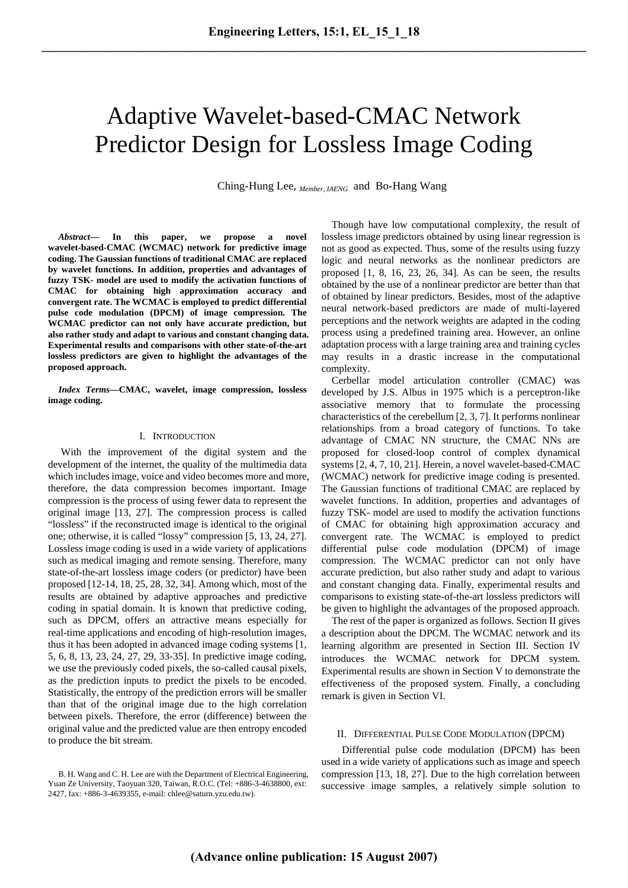# Adaptive Wavelet-based-CMAC Network Predictor Design for Lossless Image Coding

Ching-Hung Lee, *Member, IAENG* and Bo-Hang Wang

***Abstract*— In this paper, we propose a novel wavelet-based-CMAC (WCMAC) network for predictive image coding. The Gaussian functions of traditional CMAC are replaced by wavelet functions. In addition, properties and advantages of fuzzy TSK- model are used to modify the activation functions of CMAC for obtaining high approximation accuracy and convergent rate. The WCMAC is employed to predict differential pulse code modulation (DPCM) of image compression. The WCMAC predictor can not only have accurate prediction, but also rather study and adapt to various and constant changing data. Experimental results and comparisons with other state-of-the-art lossless predictors are given to highlight the advantages of the proposed approach.**

***Index Terms*—CMAC, wavelet, image compression, lossless image coding.**

## I. Introduction

With the improvement of the digital system and the development of the internet, the quality of the multimedia data which includes image, voice and video becomes more and more, therefore, the data compression becomes important. Image compression is the process of using fewer data to represent the original image [13, 27]. The compression process is called "lossless" if the reconstructed image is identical to the original one; otherwise, it is called "lossy" compression [5, 13, 24, 27]. Lossless image coding is used in a wide variety of applications such as medical imaging and remote sensing. Therefore, many state-of-the-art lossless image coders (or predictor) have been proposed [12-14, 18, 25, 28, 32, 34]. Among which, most of the results are obtained by adaptive approaches and predictive coding in spatial domain. It is known that predictive coding, such as DPCM, offers an attractive means especially for real-time applications and encoding of high-resolution images, thus it has been adopted in advanced image coding systems [1, 5, 6, 8, 13, 23, 24, 27, 29, 33-35]. In predictive image coding, we use the previously coded pixels, the so-called causal pixels, as the prediction inputs to predict the pixels to be encoded. Statistically, the entropy of the prediction errors will be smaller than that of the original image due to the high correlation between pixels. Therefore, the error (difference) between the original value and the predicted value are then entropy encoded to produce the bit stream.

Though have low computational complexity, the result of lossless image predictors obtained by using linear regression is not as good as expected. Thus, some of the results using fuzzy logic and neural networks as the nonlinear predictors are proposed [1, 8, 16, 23, 26, 34]. As can be seen, the results obtained by the use of a nonlinear predictor are better than that of obtained by linear predictors. Besides, most of the adaptive neural network-based predictors are made of multi-layered perceptions and the network weights are adapted in the coding process using a predefined training area. However, an online adaptation process with a large training area and training cycles may results in a drastic increase in the computational complexity.

Cerbellar model articulation controller (CMAC) was developed by J.S. Albus in 1975 which is a perceptron-like associative memory that to formulate the processing characteristics of the cerebellum [2, 3, 7]. It performs nonlinear relationships from a broad category of functions. To take advantage of CMAC NN structure, the CMAC NNs are proposed for closed-loop control of complex dynamical systems [2, 4, 7, 10, 21]. Herein, a novel wavelet-based-CMAC (WCMAC) network for predictive image coding is presented. The Gaussian functions of traditional CMAC are replaced by wavelet functions. In addition, properties and advantages of fuzzy TSK- model are used to modify the activation functions of CMAC for obtaining high approximation accuracy and convergent rate. The WCMAC is employed to predict differential pulse code modulation (DPCM) of image compression. The WCMAC predictor can not only have accurate prediction, but also rather study and adapt to various and constant changing data. Finally, experimental results and comparisons to existing state-of-the-art lossless predictors will be given to highlight the advantages of the proposed approach.

The rest of the paper is organized as follows. Section II gives a description about the DPCM. The WCMAC network and its learning algorithm are presented in Section III. Section IV introduces the WCMAC network for DPCM system. Experimental results are shown in Section V to demonstrate the effectiveness of the proposed system. Finally, a concluding remark is given in Section VI.

## II. Differential Pulse Code Modulation (DPCM)

Differential pulse code modulation (DPCM) has been used in a wide variety of applications such as image and speech compression [13, 18, 27]. Due to the high correlation between successive image samples, a relatively simple solution to

B. H. Wang and C. H. Lee are with the Department of Electrical Engineering, Yuan Ze University, Taoyuan 320, Taiwan, R.O.C. (Tel: +886-3-4638800, ext: 2427, fax: +886-3-4639355, e-mail: chlee@saturn.yzu.edu.tw).

(Advance online publication: 15 August 2007)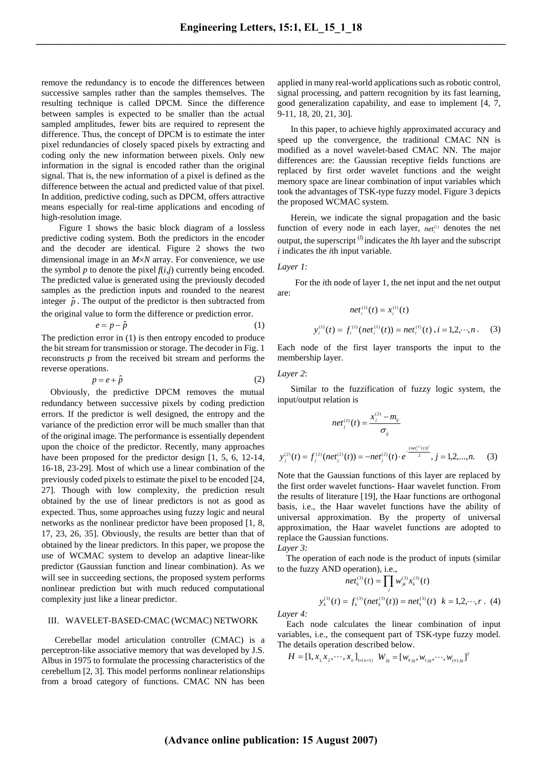remove the redundancy is to encode the differences between successive samples rather than the samples themselves. The resulting technique is called DPCM. Since the difference between samples is expected to be smaller than the actual sampled amplitudes, fewer bits are required to represent the difference. Thus, the concept of DPCM is to estimate the inter pixel redundancies of closely spaced pixels by extracting and coding only the new information between pixels. Only new information in the signal is encoded rather than the original signal. That is, the new information of a pixel is defined as the difference between the actual and predicted value of that pixel. In addition, predictive coding, such as DPCM, offers attractive means especially for real-time applications and encoding of high-resolution image.

Figure 1 shows the basic block diagram of a lossless predictive coding system. Both the predictors in the encoder and the decoder are identical. Figure 2 shows the two dimensional image in an $M \times N$ array. For convenience, we use the symbol $p$ to denote the pixel $f(i,j)$ currently being encoded. The predicted value is generated using the previously decoded samples as the prediction inputs and rounded to the nearest integer $\hat{p}$. The output of the predictor is then subtracted from the original value to form the difference or prediction error.

$$e = p - \hat{p} \tag{1}$$

The prediction error in (1) is then entropy encoded to produce the bit stream for transmission or storage. The decoder in Fig. 1 reconstructs $p$ from the received bit stream and performs the reverse operations.

$$p = e + \hat{p} \tag{2}$$

Obviously, the predictive DPCM removes the mutual redundancy between successive pixels by coding prediction errors. If the predictor is well designed, the entropy and the variance of the prediction error will be much smaller than that of the original image. The performance is essentially dependent upon the choice of the predictor. Recently, many approaches have been proposed for the predictor design [1, 5, 6, 12-14, 16-18, 23-29]. Most of which use a linear combination of the previously coded pixels to estimate the pixel to be encoded [24, 27]. Though with low complexity, the prediction result obtained by the use of linear predictors is not as good as expected. Thus, some approaches using fuzzy logic and neural networks as the nonlinear predictor have been proposed [1, 8, 17, 23, 26, 35]. Obviously, the results are better than that of obtained by the linear predictors. In this paper, we propose the use of WCMAC system to develop an adaptive linear-like predictor (Gaussian function and linear combination). As we will see in succeeding sections, the proposed system performs nonlinear prediction but with much reduced computational complexity just like a linear predictor.

## III. WAVELET-BASED-CMAC (WCMAC) NETWORK

Cerebellar model articulation controller (CMAC) is a perceptron-like associative memory that was developed by J.S. Albus in 1975 to formulate the processing characteristics of the cerebellum [2, 3]. This model performs nonlinear relationships from a broad category of functions. CMAC NN has been applied in many real-world applications such as robotic control, signal processing, and pattern recognition by its fast learning, good generalization capability, and ease to implement [4, 7, 9-11, 18, 20, 21, 30].

In this paper, to achieve highly approximated accuracy and speed up the convergence, the traditional CMAC NN is modified as a novel wavelet-based CMAC NN. The major differences are: the Gaussian receptive fields functions are replaced by first order wavelet functions and the weight memory space are linear combination of input variables which took the advantages of TSK-type fuzzy model. Figure 3 depicts the proposed WCMAC system.

Herein, we indicate the signal propagation and the basic function of every node in each layer, $net_i^{(l)}$ denotes the net output, the superscript $^{(l)}$ indicates the $l$th layer and the subscript $i$ indicates the $i$th input variable.

*Layer 1:*

For the $i$th node of layer 1, the net input and the net output are:

$$net_i^{(1)}(t) = x_i^{(1)}(t)$$

$$y_i^{(1)}(t) = f_i^{(1)}(net_i^{(1)}(t)) = net_i^{(1)}(t)\,, i = 1,2,\cdots,n\,. \tag{3}$$

Each node of the first layer transports the input to the membership layer.

*Layer 2*:

Similar to the fuzzification of fuzzy logic system, the input/output relation is

$$net_j^{(2)}(t) = \frac{x_j^{(2)} - m_{ij}}{\sigma_{ij}}$$

$$y_j^{(2)}(t) = f_j^{(2)}(net_j^{(2)}(t)) = -net_j^{(2)}(t) \cdot e^{-\frac{(net_j^{(2)}(t))^2}{2}}, j = 1,2,...,n. \tag{3}$$

Note that the Gaussian functions of this layer are replaced by the first order wavelet functions- Haar wavelet function. From the results of literature [19], the Haar functions are orthogonal basis, i.e., the Haar wavelet functions have the ability of universal approximation. By the property of universal approximation, the Haar wavelet functions are adopted to replace the Gaussian functions.

*Layer 3:*

The operation of each node is the product of inputs (similar to the fuzzy AND operation), i.e.,

$$net_k^{(3)}(t) = \prod_j w_{jk}^{(3)} x_k^{(3)}(t)$$

$$y_k^{(3)}(t) = f_k^{(3)}(net_k^{(3)}(t)) = net_k^{(3)}(t) \quad k = 1,2,\cdots,r\,. \tag{4}$$

*Layer 4:*

Each node calculates the linear combination of input variables, i.e., the consequent part of TSK-type fuzzy model. The details operation described below.

$$H = [1, x_1, x_2, \cdots, x_n]_{1\times(n+1)} \quad W_{jq} = [w_{0jq}, w_{1jq}, \cdots, w_{(n)jq}]^T$$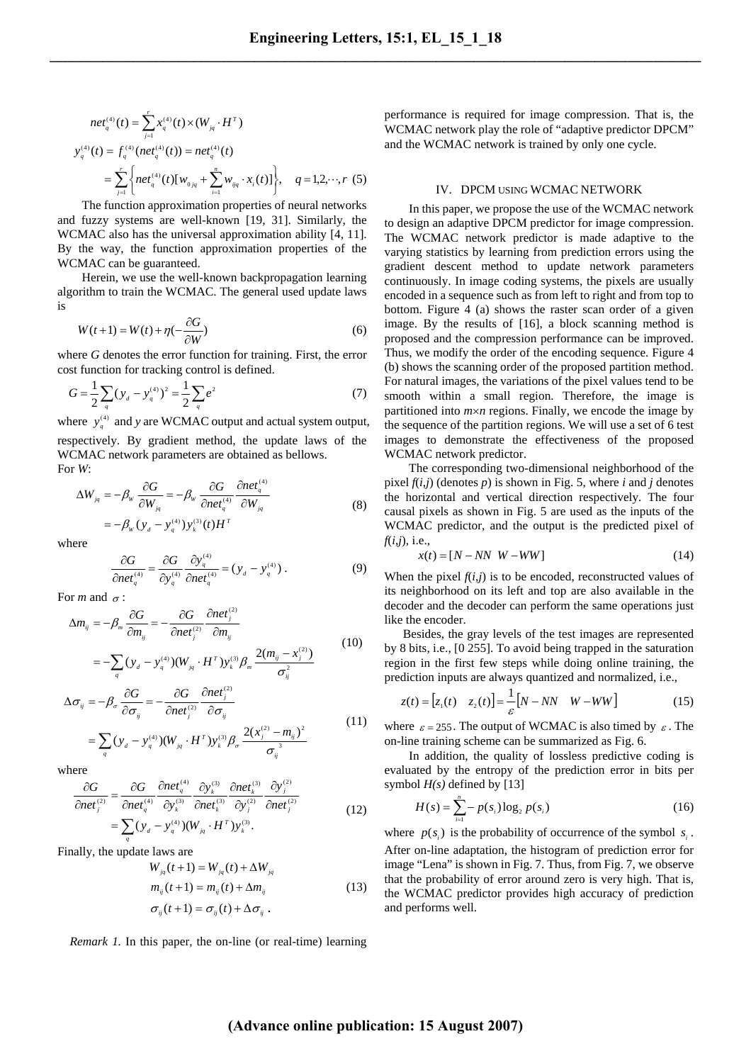$$net_q^{(4)}(t) = \sum_{j=1}^{r} x_q^{(4)}(t) \times (W_{jq} \cdot H^T)$$

$$y_q^{(4)}(t) = f_q^{(4)}(net_q^{(4)}(t)) = net_q^{(4)}(t)$$

$$= \sum_{j=1}^{r} \left\{ net_q^{(4)}(t)[w_{0jq} + \sum_{i=1}^{n} w_{ijq} \cdot x_i(t)] \right\}, \quad q = 1,2,\cdots,r \quad (5)$$

The function approximation properties of neural networks and fuzzy systems are well-known [19, 31]. Similarly, the WCMAC also has the universal approximation ability [4, 11]. By the way, the function approximation properties of the WCMAC can be guaranteed.

Herein, we use the well-known backpropagation learning algorithm to train the WCMAC. The general used update laws is

$$W(t+1) = W(t) + \eta(-\frac{\partial G}{\partial W}) \quad (6)$$

where $G$ denotes the error function for training. First, the error cost function for tracking control is defined.

$$G = \frac{1}{2}\sum_q (y_d - y_q^{(4)})^2 = \frac{1}{2}\sum_q e^2 \quad (7)$$

where $y_q^{(4)}$ and $y$ are WCMAC output and actual system output, respectively. By gradient method, the update laws of the WCMAC network parameters are obtained as bellows.

For $W$:

$$\Delta W_{jq} = -\beta_w \frac{\partial G}{\partial W_{jq}} = -\beta_w \frac{\partial G}{\partial net_q^{(4)}} \frac{\partial net_q^{(4)}}{\partial W_{jq}}$$

$$= -\beta_w (y_d - y_q^{(4)}) y_k^{(3)}(t) H^T \quad (8)$$

where

$$\frac{\partial G}{\partial net_q^{(4)}} = \frac{\partial G}{\partial y_q^{(4)}} \frac{\partial y_q^{(4)}}{\partial net_q^{(4)}} = (y_d - y_q^{(4)}). \quad (9)$$

For $m$ and $\sigma$:

$$\Delta m_{ij} = -\beta_m \frac{\partial G}{\partial m_{ij}} = -\frac{\partial G}{\partial net_j^{(2)}} \frac{\partial net_j^{(2)}}{\partial m_{ij}}$$

$$= -\sum_q (y_d - y_q^{(4)})(W_{jq} \cdot H^T) y_k^{(3)} \beta_m \frac{2(m_{ij} - x_j^{(2)})}{\sigma_{ij}^2} \quad (10)$$

$$\Delta \sigma_{ij} = -\beta_\sigma \frac{\partial G}{\partial \sigma_{ij}} = -\frac{\partial G}{\partial net_j^{(2)}} \frac{\partial net_j^{(2)}}{\partial \sigma_{ij}}$$

$$= \sum_q (y_d - y_q^{(4)})(W_{jq} \cdot H^T) y_k^{(3)} \beta_\sigma \frac{2(x_j^{(2)} - m_{ij})^2}{\sigma_{ij}^3} \quad (11)$$

where

$$\frac{\partial G}{\partial net_j^{(2)}} = \frac{\partial G}{\partial net_q^{(4)}} \frac{\partial net_q^{(4)}}{\partial y_k^{(3)}} \frac{\partial y_k^{(3)}}{\partial net_k^{(3)}} \frac{\partial net_k^{(3)}}{\partial y_j^{(2)}} \frac{\partial y_j^{(2)}}{\partial net_j^{(2)}}$$

$$= \sum_q (y_d - y_q^{(4)})(W_{jq} \cdot H^T) y_k^{(3)}. \quad (12)$$

Finally, the update laws are

$$W_{jq}(t+1) = W_{jq}(t) + \Delta W_{jq}$$

$$m_{ij}(t+1) = m_{ij}(t) + \Delta m_{ij} \quad (13)$$

$$\sigma_{ij}(t+1) = \sigma_{ij}(t) + \Delta \sigma_{ij}.$$

*Remark 1.* In this paper, the on-line (or real-time) learning performance is required for image compression. That is, the WCMAC network play the role of "adaptive predictor DPCM" and the WCMAC network is trained by only one cycle.

## IV. DPCM USING WCMAC NETWORK

In this paper, we propose the use of the WCMAC network to design an adaptive DPCM predictor for image compression. The WCMAC network predictor is made adaptive to the varying statistics by learning from prediction errors using the gradient descent method to update network parameters continuously. In image coding systems, the pixels are usually encoded in a sequence such as from left to right and from top to bottom. Figure 4 (a) shows the raster scan order of a given image. By the results of [16], a block scanning method is proposed and the compression performance can be improved. Thus, we modify the order of the encoding sequence. Figure 4 (b) shows the scanning order of the proposed partition method. For natural images, the variations of the pixel values tend to be smooth within a small region. Therefore, the image is partitioned into $m \times n$ regions. Finally, we encode the image by the sequence of the partition regions. We will use a set of 6 test images to demonstrate the effectiveness of the proposed WCMAC network predictor.

The corresponding two-dimensional neighborhood of the pixel $f(i,j)$ (denotes $p$) is shown in Fig. 5, where $i$ and $j$ denotes the horizontal and vertical direction respectively. The four causal pixels as shown in Fig. 5 are used as the inputs of the WCMAC predictor, and the output is the predicted pixel of $f(i,j)$, i.e.,

$$x(t) = [N - NN \;\; W - WW] \quad (14)$$

When the pixel $f(i,j)$ is to be encoded, reconstructed values of its neighborhood on its left and top are also available in the decoder and the decoder can perform the same operations just like the encoder.

Besides, the gray levels of the test images are represented by 8 bits, i.e., [0 255]. To avoid being trapped in the saturation region in the first few steps while doing online training, the prediction inputs are always quantized and normalized, i.e.,

$$z(t) = [z_1(t) \quad z_2(t)] = \frac{1}{\varepsilon}[N - NN \quad W - WW] \quad (15)$$

where $\varepsilon = 255$. The output of WCMAC is also timed by $\varepsilon$. The on-line training scheme can be summarized as Fig. 6.

In addition, the quality of lossless predictive coding is evaluated by the entropy of the prediction error in bits per symbol $H(s)$ defined by [13]

$$H(s) = \sum_{i=1}^{n} -p(s_i)\log_2 p(s_i) \quad (16)$$

where $p(s_i)$ is the probability of occurrence of the symbol $s_i$. After on-line adaptation, the histogram of prediction error for image "Lena" is shown in Fig. 7. Thus, from Fig. 7, we observe that the probability of error around zero is very high. That is, the WCMAC predictor provides high accuracy of prediction and performs well.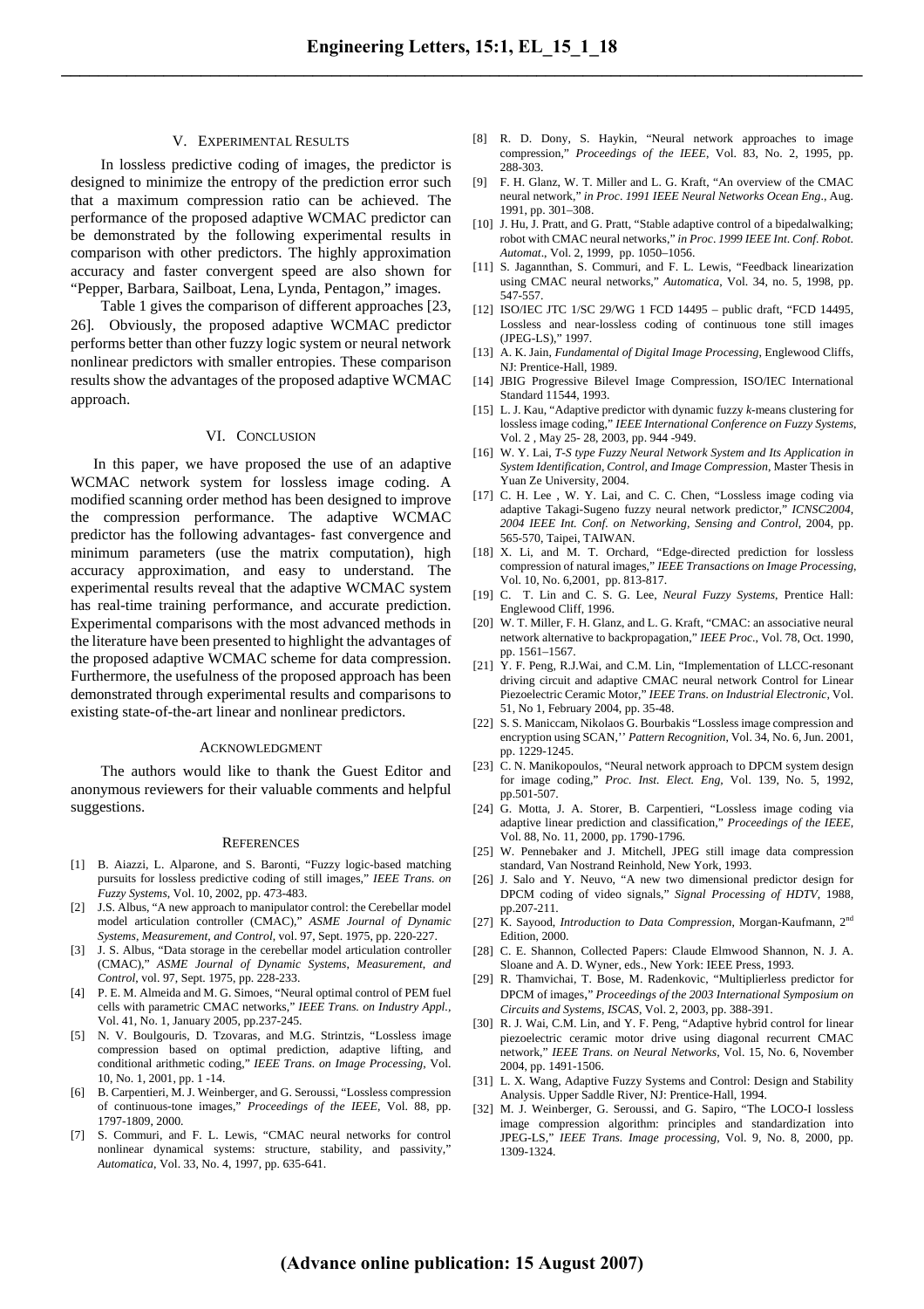## V. Experimental Results

In lossless predictive coding of images, the predictor is designed to minimize the entropy of the prediction error such that a maximum compression ratio can be achieved. The performance of the proposed adaptive WCMAC predictor can be demonstrated by the following experimental results in comparison with other predictors. The highly approximation accuracy and faster convergent speed are also shown for "Pepper, Barbara, Sailboat, Lena, Lynda, Pentagon," images.

Table 1 gives the comparison of different approaches [23, 26]. Obviously, the proposed adaptive WCMAC predictor performs better than other fuzzy logic system or neural network nonlinear predictors with smaller entropies. These comparison results show the advantages of the proposed adaptive WCMAC approach.

## VI. Conclusion

In this paper, we have proposed the use of an adaptive WCMAC network system for lossless image coding. A modified scanning order method has been designed to improve the compression performance. The adaptive WCMAC predictor has the following advantages- fast convergence and minimum parameters (use the matrix computation), high accuracy approximation, and easy to understand. The experimental results reveal that the adaptive WCMAC system has real-time training performance, and accurate prediction. Experimental comparisons with the most advanced methods in the literature have been presented to highlight the advantages of the proposed adaptive WCMAC scheme for data compression. Furthermore, the usefulness of the proposed approach has been demonstrated through experimental results and comparisons to existing state-of-the-art linear and nonlinear predictors.

## Acknowledgment

The authors would like to thank the Guest Editor and anonymous reviewers for their valuable comments and helpful suggestions.

## References

[1] B. Aiazzi, L. Alparone, and S. Baronti, "Fuzzy logic-based matching pursuits for lossless predictive coding of still images," *IEEE Trans. on Fuzzy Systems*, Vol. 10, 2002, pp. 473-483.

[2] J.S. Albus, "A new approach to manipulator control: the Cerebellar model model articulation controller (CMAC)," *ASME Journal of Dynamic Systems, Measurement, and Control*, vol. 97, Sept. 1975, pp. 220-227.

[3] J. S. Albus, "Data storage in the cerebellar model articulation controller (CMAC)," *ASME Journal of Dynamic Systems, Measurement, and Control*, vol. 97, Sept. 1975, pp. 228-233.

[4] P. E. M. Almeida and M. G. Simoes, "Neural optimal control of PEM fuel cells with parametric CMAC networks," *IEEE Trans. on Industry Appl.*, Vol. 41, No. 1, January 2005, pp.237-245.

[5] N. V. Boulgouris, D. Tzovaras, and M.G. Strintzis, "Lossless image compression based on optimal prediction, adaptive lifting, and conditional arithmetic coding," *IEEE Trans. on Image Processing*, Vol. 10, No. 1, 2001, pp. 1 -14.

[6] B. Carpentieri, M. J. Weinberger, and G. Seroussi, "Lossless compression of continuous-tone images," *Proceedings of the IEEE*, Vol. 88, pp. 1797-1809, 2000.

[7] S. Commuri, and F. L. Lewis, "CMAC neural networks for control nonlinear dynamical systems: structure, stability, and passivity," *Automatica*, Vol. 33, No. 4, 1997, pp. 635-641.

[8] R. D. Dony, S. Haykin, "Neural network approaches to image compression," *Proceedings of the IEEE*, Vol. 83, No. 2, 1995, pp. 288-303.

[9] F. H. Glanz, W. T. Miller and L. G. Kraft, "An overview of the CMAC neural network," *in Proc. 1991 IEEE Neural Networks Ocean Eng.*, Aug. 1991, pp. 301–308.

[10] J. Hu, J. Pratt, and G. Pratt, "Stable adaptive control of a bipedalwalking; robot with CMAC neural networks," *in Proc. 1999 IEEE Int. Conf. Robot. Automat.*, Vol. 2, 1999, pp. 1050–1056.

[11] S. Jagannthan, S. Commuri, and F. L. Lewis, "Feedback linearization using CMAC neural networks," *Automatica*, Vol. 34, no. 5, 1998, pp. 547-557.

[12] ISO/IEC JTC 1/SC 29/WG 1 FCD 14495 – public draft, "FCD 14495, Lossless and near-lossless coding of continuous tone still images (JPEG-LS)," 1997.

[13] A. K. Jain, *Fundamental of Digital Image Processing*, Englewood Cliffs, NJ: Prentice-Hall, 1989.

[14] JBIG Progressive Bilevel Image Compression, ISO/IEC International Standard 11544, 1993.

[15] L. J. Kau, "Adaptive predictor with dynamic fuzzy *k*-means clustering for lossless image coding," *IEEE International Conference on Fuzzy Systems*, Vol. 2 , May 25- 28, 2003, pp. 944 -949.

[16] W. Y. Lai, *T-S type Fuzzy Neural Network System and Its Application in System Identification, Control, and Image Compression*, Master Thesis in Yuan Ze University, 2004.

[17] C. H. Lee , W. Y. Lai, and C. C. Chen, "Lossless image coding via adaptive Takagi-Sugeno fuzzy neural network predictor," *ICNSC2004, 2004 IEEE Int. Conf. on Networking, Sensing and Control*, 2004, pp. 565-570, Taipei, TAIWAN.

[18] X. Li, and M. T. Orchard, "Edge-directed prediction for lossless compression of natural images," *IEEE Transactions on Image Processing*, Vol. 10, No. 6,2001, pp. 813-817.

[19] C. T. Lin and C. S. G. Lee, *Neural Fuzzy Systems*, Prentice Hall: Englewood Cliff, 1996.

[20] W. T. Miller, F. H. Glanz, and L. G. Kraft, "CMAC: an associative neural network alternative to backpropagation," *IEEE Proc.*, Vol. 78, Oct. 1990, pp. 1561–1567.

[21] Y. F. Peng, R.J.Wai, and C.M. Lin, "Implementation of LLCC-resonant driving circuit and adaptive CMAC neural network Control for Linear Piezoelectric Ceramic Motor," *IEEE Trans. on Industrial Electronic*, Vol. 51, No 1, February 2004, pp. 35-48.

[22] S. S. Maniccam, Nikolaos G. Bourbakis "Lossless image compression and encryption using SCAN,'' *Pattern Recognition*, Vol. 34, No. 6, Jun. 2001, pp. 1229-1245.

[23] C. N. Manikopoulos, "Neural network approach to DPCM system design for image coding," *Proc. Inst. Elect. Eng*, Vol. 139, No. 5, 1992, pp.501-507.

[24] G. Motta, J. A. Storer, B. Carpentieri, "Lossless image coding via adaptive linear prediction and classification," *Proceedings of the IEEE*, Vol. 88, No. 11, 2000, pp. 1790-1796.

[25] W. Pennebaker and J. Mitchell, JPEG still image data compression standard, Van Nostrand Reinhold, New York, 1993.

[26] J. Salo and Y. Neuvo, "A new two dimensional predictor design for DPCM coding of video signals," *Signal Processing of HDTV*, 1988, pp.207-211.

[27] K. Sayood, *Introduction to Data Compression*, Morgan-Kaufmann, 2nd Edition, 2000.

[28] C. E. Shannon, Collected Papers: Claude Elmwood Shannon, N. J. A. Sloane and A. D. Wyner, eds., New York: IEEE Press, 1993.

[29] R. Thamvichai, T. Bose, M. Radenkovic, "Multiplierless predictor for DPCM of images," *Proceedings of the 2003 International Symposium on Circuits and Systems, ISCAS*, Vol. 2, 2003, pp. 388-391.

[30] R. J. Wai, C.M. Lin, and Y. F. Peng, "Adaptive hybrid control for linear piezoelectric ceramic motor drive using diagonal recurrent CMAC network," *IEEE Trans. on Neural Networks*, Vol. 15, No. 6, November 2004, pp. 1491-1506.

[31] L. X. Wang, Adaptive Fuzzy Systems and Control: Design and Stability Analysis. Upper Saddle River, NJ: Prentice-Hall, 1994.

[32] M. J. Weinberger, G. Seroussi, and G. Sapiro, "The LOCO-I lossless image compression algorithm: principles and standardization into JPEG-LS," *IEEE Trans. Image processing*, Vol. 9, No. 8, 2000, pp. 1309-1324.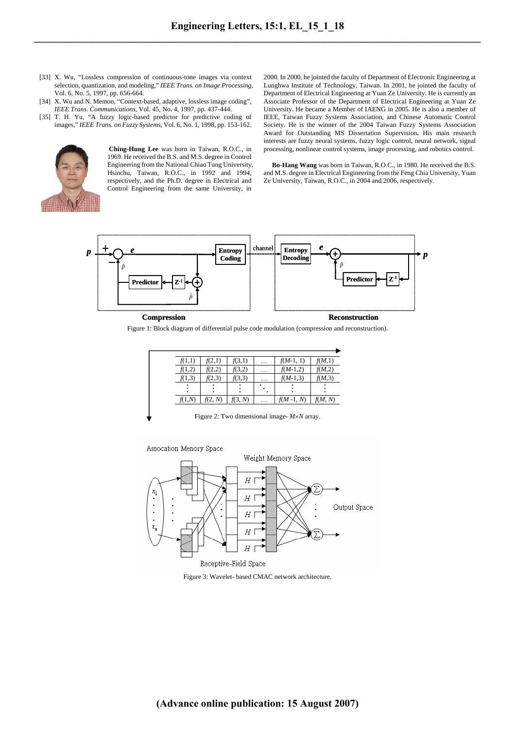[33] X. Wu, "Lossless compression of continuous-tone images via context selection, quantization, and modeling," *IEEE Trans. on Image Processing*, Vol. 6, No. 5, 1997, pp. 656-664.

[34] X. Wu and N. Memon, "Context-based, adaptive, lossless image coding", *IEEE Trans. Communications*, Vol. 45, No. 4, 1997, pp. 437-444.

[35] T. H. Yu, "A fuzzy logic-based predictor for predictive coding of images," *IEEE Trans. on Fuzzy Systems*, Vol. 6, No. 1, 1998, pp. 153-162.

**Ching-Hung Lee** was born in Taiwan, R.O.C., in 1969. He received the B.S. and M.S. degree in Control Engineering from the National Chiao Tung University, Hsinchu, Taiwan, R.O.C., in 1992 and 1994, respectively, and the Ph.D. degree in Electrical and Control Engineering from the same University, in 2000. In 2000, he jointed the faculty of Department of Electronic Engineering at Lunghwa Institute of Technology, Taiwan. In 2001, he jointed the faculty of Department of Electrical Engineering at Yuan Ze University. He is currently an Associate Professor of the Department of Electrical Engineering at Yuan Ze University. He became a Member of IAENG in 2005. He is also a member of IEEE, Taiwan Fuzzy Systems Association, and Chinese Automatic Control Society. He is the winner of the 2004 Taiwan Fuzzy Systems Association Award for Outstanding MS Dissertation Supervision**.** His main research interests are fuzzy neural systems, fuzzy logic control, neural network, signal processing, nonlinear control systems, image processing, and robotics control.

**Bo-Hang Wang** was born in Taiwan, R.O.C., in 1980. He received the B.S. and M.S. degree in Electrical Engineering from the Feng Chia University, Yuan Ze University, Taiwan, R.O.C., in 2004 and 2006, respectively.

Figure 1: Block diagram of differential pulse code modulation (compression and reconstruction).

| $f(1,1)$ | $f(2,1)$ | $f(3,1)$ | … | $f(M-1,1)$ | $f(M,1)$ |
|---|---|---|---|---|---|
| $f(1,2)$ | $f(2,2)$ | $f(3,2)$ | … | $f(M-1,2)$ | $f(M,2)$ |
| $f(1,3)$ | $f(2,3)$ | $f(3,3)$ | … | $f(M-1,3)$ | $f(M,3)$ |
| ⋮ | ⋮ | ⋮ | ⋱ | ⋮ | ⋮ |
| $f(1,N)$ | $f(2,N)$ | $f(3,N)$ | … | $f(M-1,N)$ | $f(M,N)$ |

Figure 2: Two dimensional image- $M \times N$ array.

Figure 3: Wavelet- based CMAC network architecture.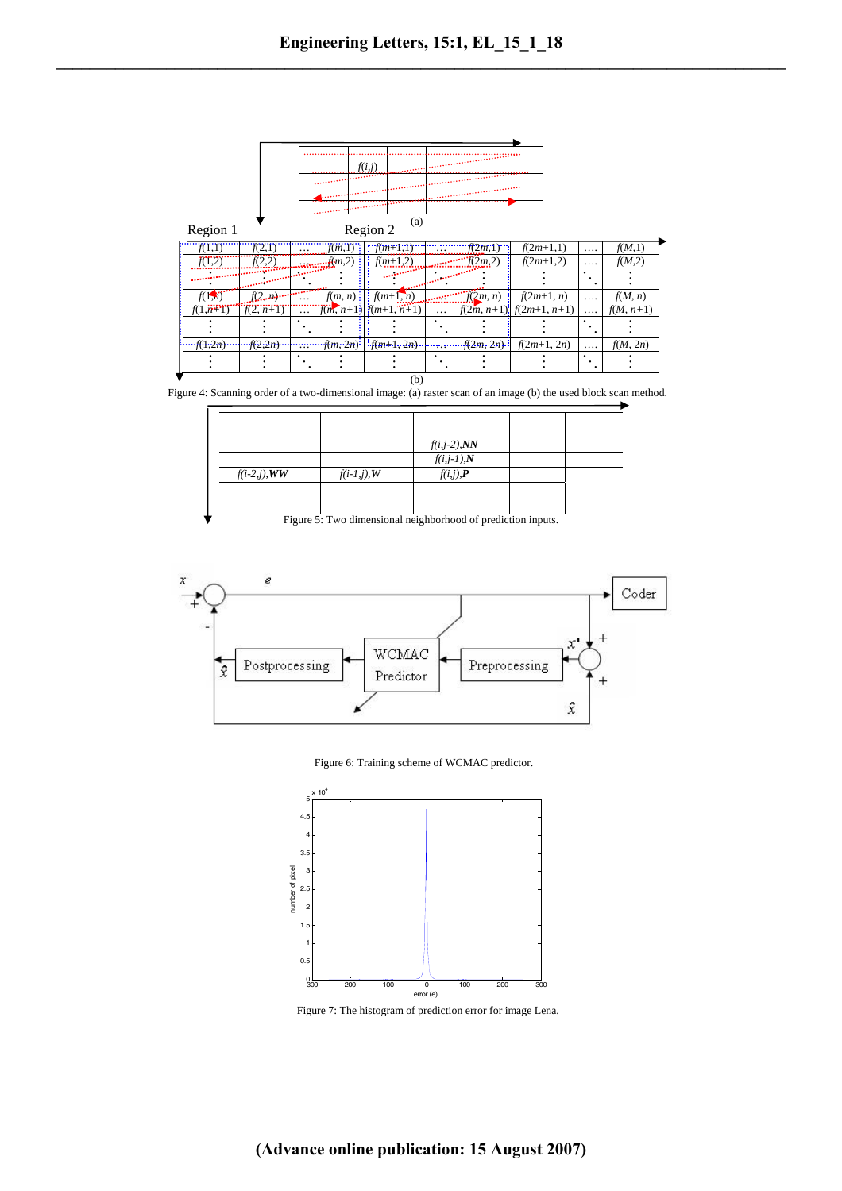Figure 4: Scanning order of a two-dimensional image: (a) raster scan of an image (b) the used block scan method.

Figure 5: Two dimensional neighborhood of prediction inputs.

Figure 6: Training scheme of WCMAC predictor.

Figure 7: The histogram of prediction error for image Lena.

**(Advance online publication: 15 August 2007)**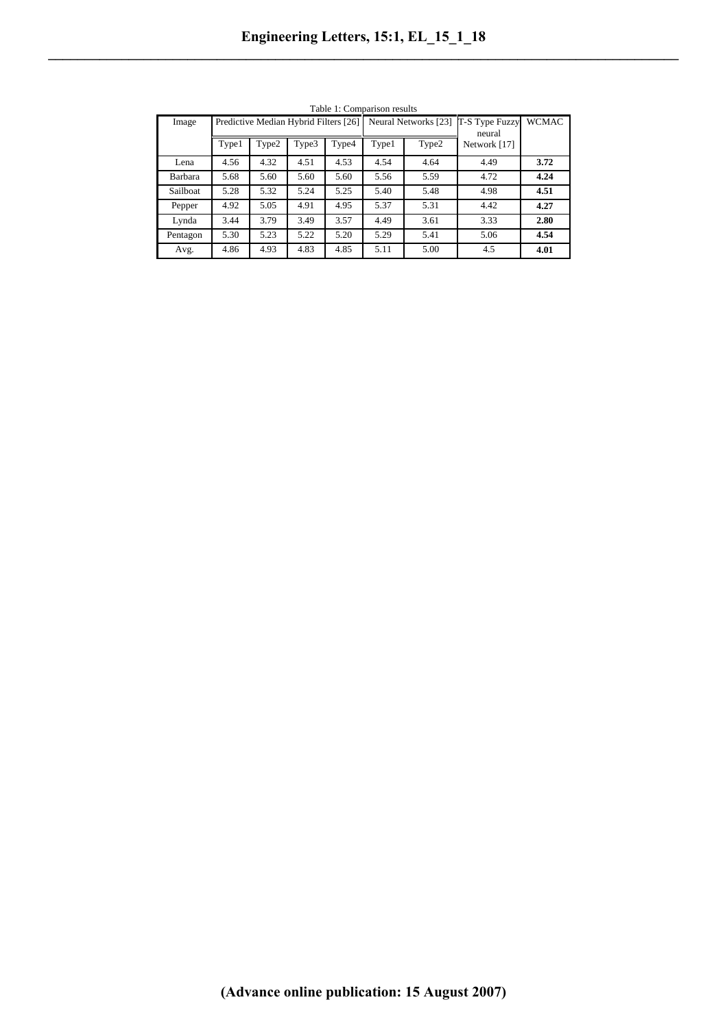Table 1: Comparison results

| Image | Predictive Median Hybrid Filters [26] | | | | Neural Networks [23] | | T-S Type Fuzzy neural Network [17] | WCMAC |
|---|---|---|---|---|---|---|---|---|
| | Type1 | Type2 | Type3 | Type4 | Type1 | Type2 | | |
| Lena | 4.56 | 4.32 | 4.51 | 4.53 | 4.54 | 4.64 | 4.49 | **3.72** |
| Barbara | 5.68 | 5.60 | 5.60 | 5.60 | 5.56 | 5.59 | 4.72 | **4.24** |
| Sailboat | 5.28 | 5.32 | 5.24 | 5.25 | 5.40 | 5.48 | 4.98 | **4.51** |
| Pepper | 4.92 | 5.05 | 4.91 | 4.95 | 5.37 | 5.31 | 4.42 | **4.27** |
| Lynda | 3.44 | 3.79 | 3.49 | 3.57 | 4.49 | 3.61 | 3.33 | **2.80** |
| Pentagon | 5.30 | 5.23 | 5.22 | 5.20 | 5.29 | 5.41 | 5.06 | **4.54** |
| Avg. | 4.86 | 4.93 | 4.83 | 4.85 | 5.11 | 5.00 | 4.5 | **4.01** |